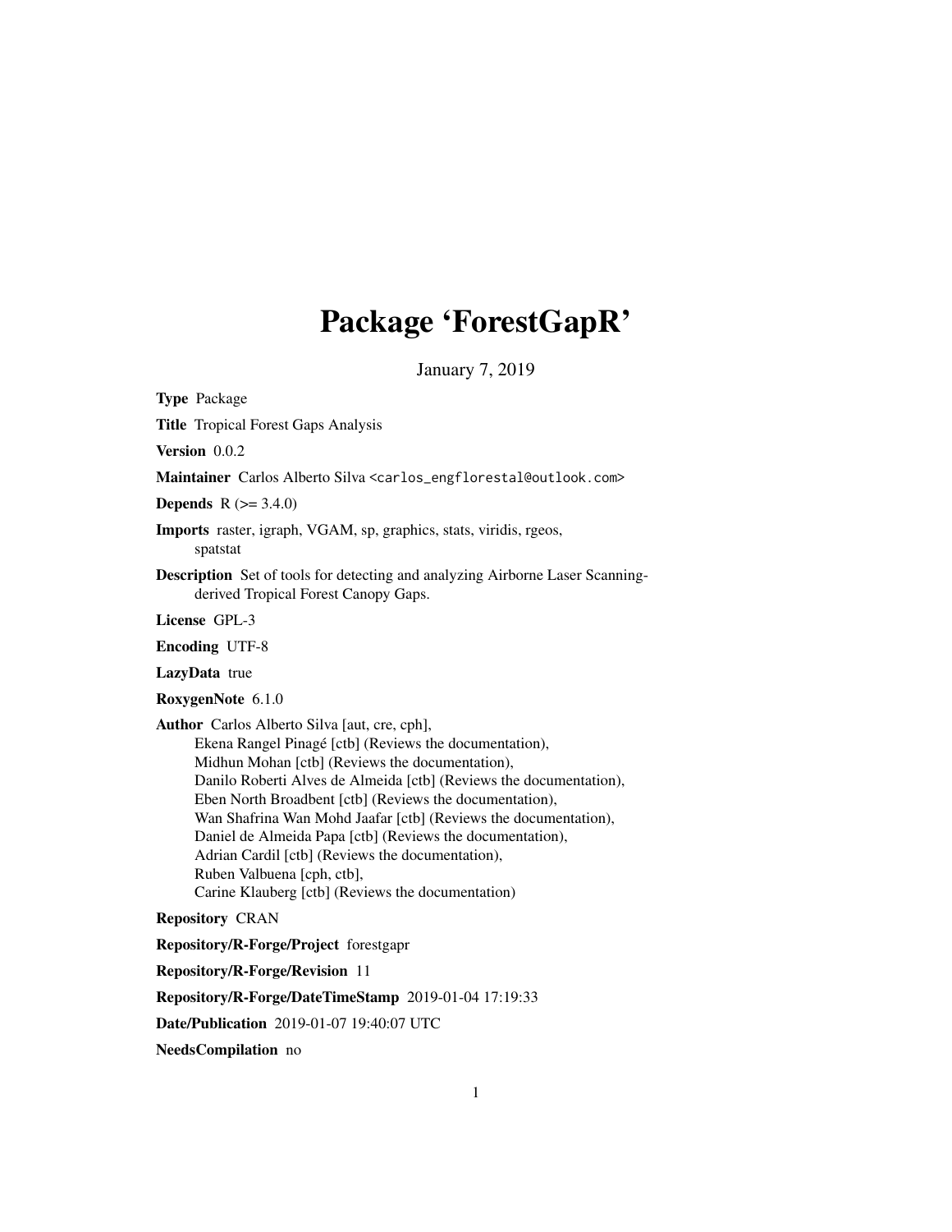# Package 'ForestGapR'

January 7, 2019

**Type** Package

**Title** Tropical Forest Gaps Analysis

**Version** 0.0.2

**Maintainer** Carlos Alberto Silva <carlos_engflorestal@outlook.com>

**Depends** R (>= 3.4.0)

**Imports** raster, igraph, VGAM, sp, graphics, stats, viridis, rgeos, spatstat

**Description** Set of tools for detecting and analyzing Airborne Laser Scanning-derived Tropical Forest Canopy Gaps.

**License** GPL-3

**Encoding** UTF-8

**LazyData** true

**RoxygenNote** 6.1.0

**Author** Carlos Alberto Silva [aut, cre, cph],
Ekena Rangel Pinagé [ctb] (Reviews the documentation),
Midhun Mohan [ctb] (Reviews the documentation),
Danilo Roberti Alves de Almeida [ctb] (Reviews the documentation),
Eben North Broadbent [ctb] (Reviews the documentation),
Wan Shafrina Wan Mohd Jaafar [ctb] (Reviews the documentation),
Daniel de Almeida Papa [ctb] (Reviews the documentation),
Adrian Cardil [ctb] (Reviews the documentation),
Ruben Valbuena [cph, ctb],
Carine Klauberg [ctb] (Reviews the documentation)

**Repository** CRAN

**Repository/R-Forge/Project** forestgapr

**Repository/R-Forge/Revision** 11

**Repository/R-Forge/DateTimeStamp** 2019-01-04 17:19:33

**Date/Publication** 2019-01-07 19:40:07 UTC

**NeedsCompilation** no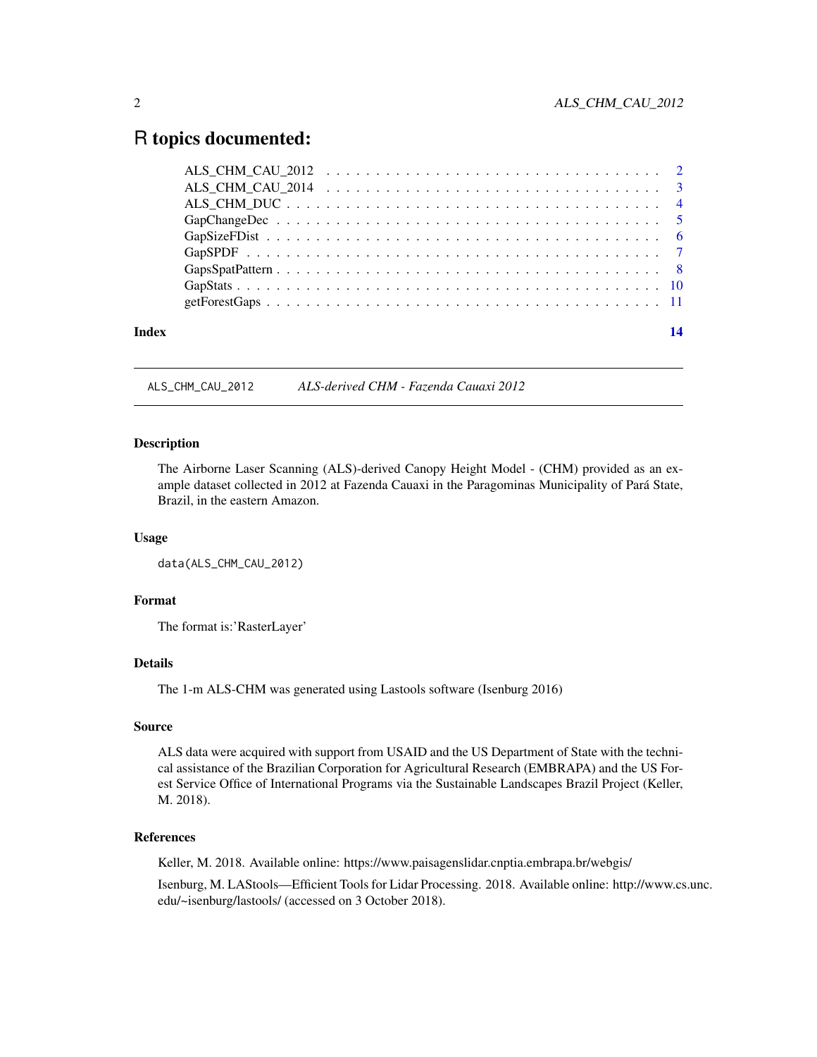# R topics documented:

ALS_CHM_CAU_2012 . . . . . . . . . . . . . . . . . . . . . . . . . . . . . . . . 2
ALS_CHM_CAU_2014 . . . . . . . . . . . . . . . . . . . . . . . . . . . . . . . . 3
ALS_CHM_DUC . . . . . . . . . . . . . . . . . . . . . . . . . . . . . . . . . . . 4
GapChangeDec . . . . . . . . . . . . . . . . . . . . . . . . . . . . . . . . . . . 5
GapSizeFDist . . . . . . . . . . . . . . . . . . . . . . . . . . . . . . . . . . . 6
GapSPDF . . . . . . . . . . . . . . . . . . . . . . . . . . . . . . . . . . . . . 7
GapsSpatPattern . . . . . . . . . . . . . . . . . . . . . . . . . . . . . . . . . 8
GapStats . . . . . . . . . . . . . . . . . . . . . . . . . . . . . . . . . . . . . 10
getForestGaps . . . . . . . . . . . . . . . . . . . . . . . . . . . . . . . . . . 11

**Index** **14**

---

## ALS_CHM_CAU_2012 — *ALS-derived CHM - Fazenda Cauaxi 2012*

### Description

The Airborne Laser Scanning (ALS)-derived Canopy Height Model - (CHM) provided as an example dataset collected in 2012 at Fazenda Cauaxi in the Paragominas Municipality of Pará State, Brazil, in the eastern Amazon.

### Usage

```
data(ALS_CHM_CAU_2012)
```

### Format

The format is:'RasterLayer'

### Details

The 1-m ALS-CHM was generated using Lastools software (Isenburg 2016)

### Source

ALS data were acquired with support from USAID and the US Department of State with the technical assistance of the Brazilian Corporation for Agricultural Research (EMBRAPA) and the US Forest Service Office of International Programs via the Sustainable Landscapes Brazil Project (Keller, M. 2018).

### References

Keller, M. 2018. Available online: https://www.paisagenslidar.cnptia.embrapa.br/webgis/

Isenburg, M. LAStools—Efficient Tools for Lidar Processing. 2018. Available online: http://www.cs.unc.edu/~isenburg/lastools/ (accessed on 3 October 2018).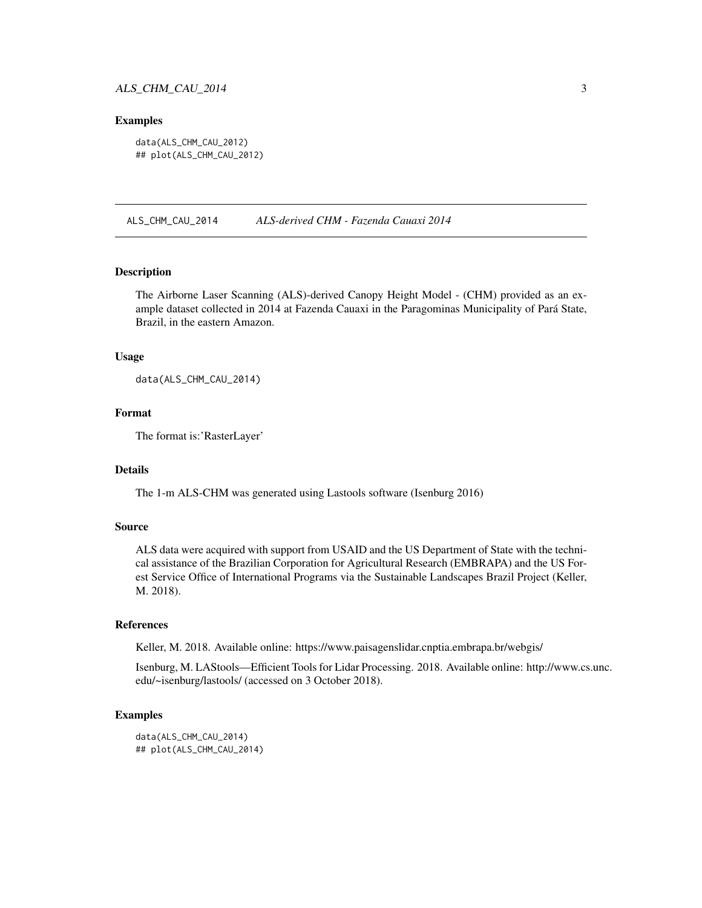### Examples

```
data(ALS_CHM_CAU_2012)
## plot(ALS_CHM_CAU_2012)
```

## ALS_CHM_CAU_2014 *ALS-derived CHM - Fazenda Cauaxi 2014*

### Description

The Airborne Laser Scanning (ALS)-derived Canopy Height Model - (CHM) provided as an example dataset collected in 2014 at Fazenda Cauaxi in the Paragominas Municipality of Pará State, Brazil, in the eastern Amazon.

### Usage

```
data(ALS_CHM_CAU_2014)
```

### Format

The format is:'RasterLayer'

### Details

The 1-m ALS-CHM was generated using Lastools software (Isenburg 2016)

### Source

ALS data were acquired with support from USAID and the US Department of State with the technical assistance of the Brazilian Corporation for Agricultural Research (EMBRAPA) and the US Forest Service Office of International Programs via the Sustainable Landscapes Brazil Project (Keller, M. 2018).

### References

Keller, M. 2018. Available online: https://www.paisagenslidar.cnptia.embrapa.br/webgis/

Isenburg, M. LAStools—Efficient Tools for Lidar Processing. 2018. Available online: http://www.cs.unc.edu/~isenburg/lastools/ (accessed on 3 October 2018).

### Examples

```
data(ALS_CHM_CAU_2014)
## plot(ALS_CHM_CAU_2014)
```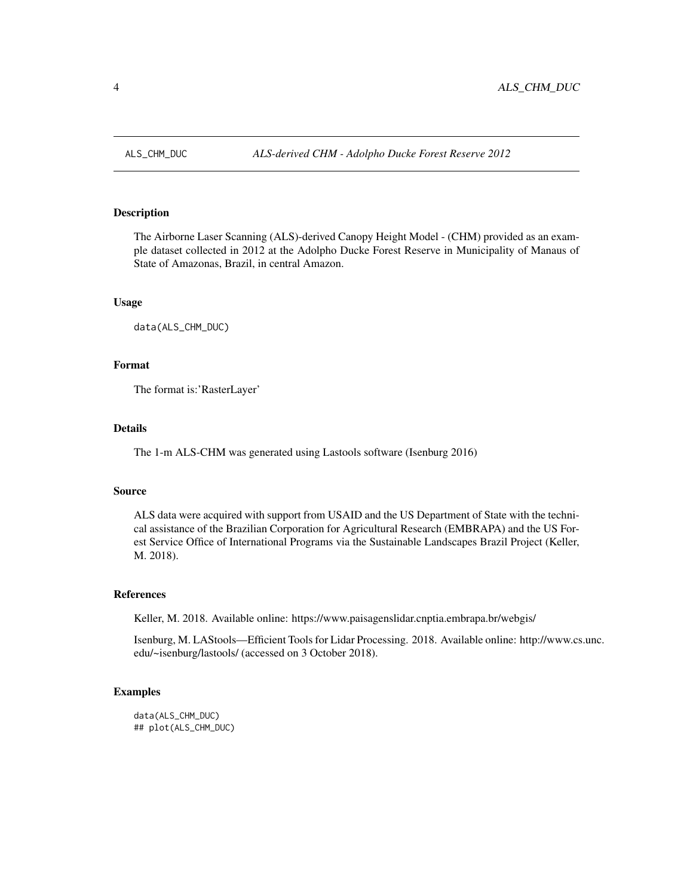ALS_CHM_DUC *ALS-derived CHM - Adolpho Ducke Forest Reserve 2012*

## Description

The Airborne Laser Scanning (ALS)-derived Canopy Height Model - (CHM) provided as an example dataset collected in 2012 at the Adolpho Ducke Forest Reserve in Municipality of Manaus of State of Amazonas, Brazil, in central Amazon.

## Usage

```
data(ALS_CHM_DUC)
```

## Format

The format is:'RasterLayer'

## Details

The 1-m ALS-CHM was generated using Lastools software (Isenburg 2016)

## Source

ALS data were acquired with support from USAID and the US Department of State with the technical assistance of the Brazilian Corporation for Agricultural Research (EMBRAPA) and the US Forest Service Office of International Programs via the Sustainable Landscapes Brazil Project (Keller, M. 2018).

## References

Keller, M. 2018. Available online: https://www.paisagenslidar.cnptia.embrapa.br/webgis/

Isenburg, M. LAStools—Efficient Tools for Lidar Processing. 2018. Available online: http://www.cs.unc.edu/~isenburg/lastools/ (accessed on 3 October 2018).

## Examples

```
data(ALS_CHM_DUC)
## plot(ALS_CHM_DUC)
```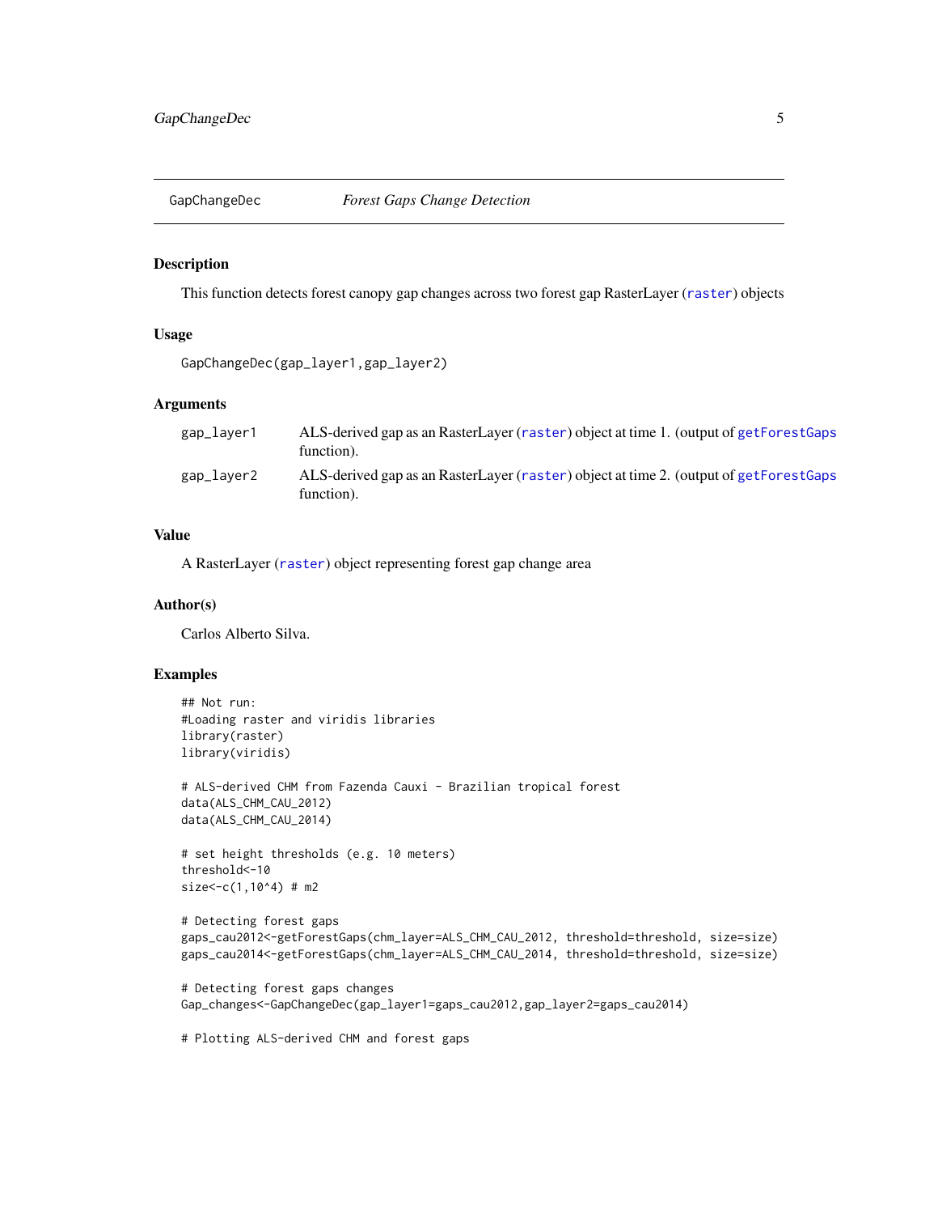## GapChangeDec &emsp; *Forest Gaps Change Detection*

### Description

This function detects forest canopy gap changes across two forest gap RasterLayer (raster) objects

### Usage

```
GapChangeDec(gap_layer1,gap_layer2)
```

### Arguments

| | |
|---|---|
| gap_layer1 | ALS-derived gap as an RasterLayer (raster) object at time 1. (output of getForestGaps function). |
| gap_layer2 | ALS-derived gap as an RasterLayer (raster) object at time 2. (output of getForestGaps function). |

### Value

A RasterLayer (raster) object representing forest gap change area

### Author(s)

Carlos Alberto Silva.

### Examples

```
## Not run:
#Loading raster and viridis libraries
library(raster)
library(viridis)

# ALS-derived CHM from Fazenda Cauxi - Brazilian tropical forest
data(ALS_CHM_CAU_2012)
data(ALS_CHM_CAU_2014)

# set height thresholds (e.g. 10 meters)
threshold<-10
size<-c(1,10^4) # m2

# Detecting forest gaps
gaps_cau2012<-getForestGaps(chm_layer=ALS_CHM_CAU_2012, threshold=threshold, size=size)
gaps_cau2014<-getForestGaps(chm_layer=ALS_CHM_CAU_2014, threshold=threshold, size=size)

# Detecting forest gaps changes
Gap_changes<-GapChangeDec(gap_layer1=gaps_cau2012,gap_layer2=gaps_cau2014)

# Plotting ALS-derived CHM and forest gaps
```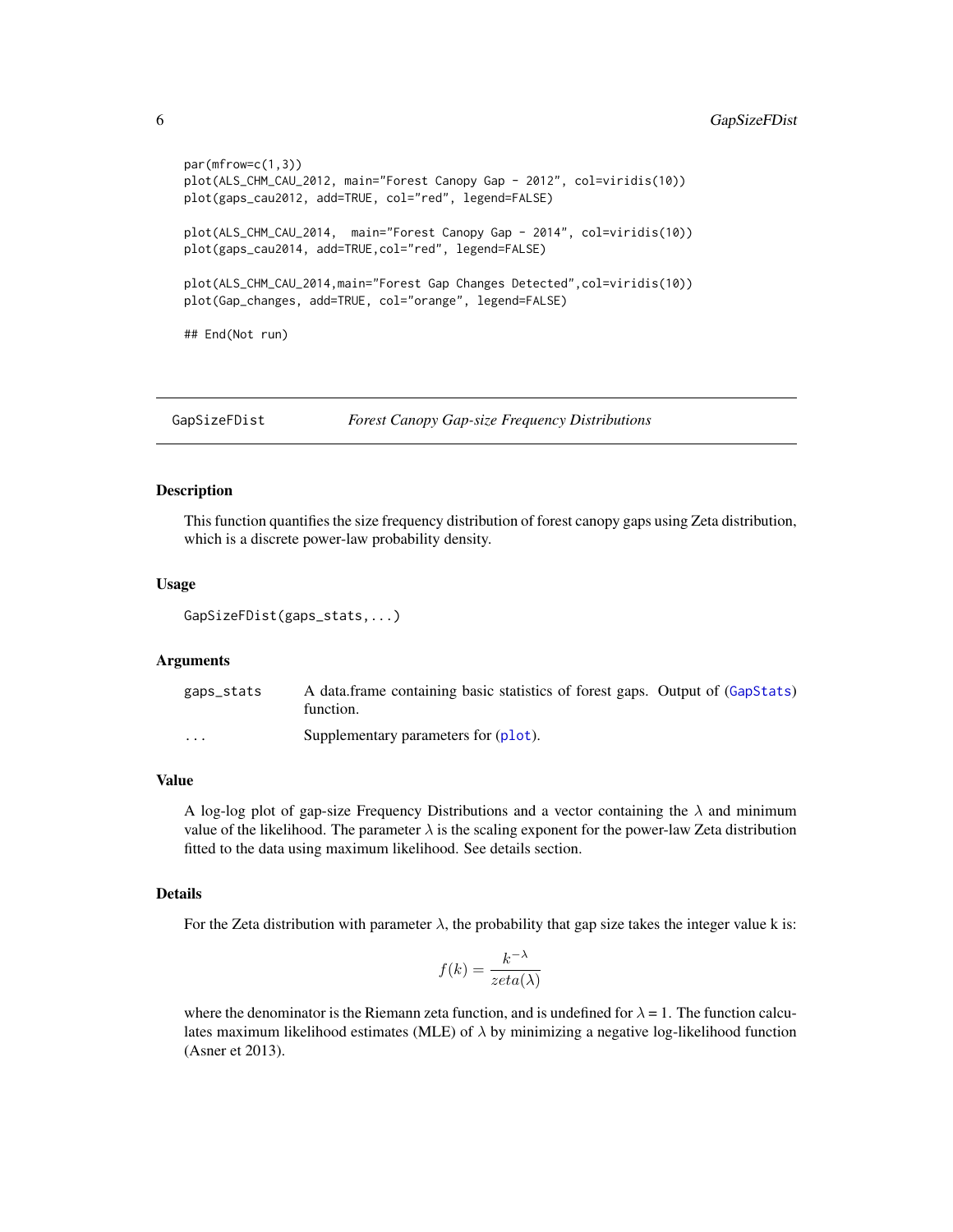```
par(mfrow=c(1,3))
plot(ALS_CHM_CAU_2012, main="Forest Canopy Gap - 2012", col=viridis(10))
plot(gaps_cau2012, add=TRUE, col="red", legend=FALSE)

plot(ALS_CHM_CAU_2014,  main="Forest Canopy Gap - 2014", col=viridis(10))
plot(gaps_cau2014, add=TRUE,col="red", legend=FALSE)

plot(ALS_CHM_CAU_2014,main="Forest Gap Changes Detected",col=viridis(10))
plot(Gap_changes, add=TRUE, col="orange", legend=FALSE)

## End(Not run)
```

---

## GapSizeFDist — *Forest Canopy Gap-size Frequency Distributions*

### Description

This function quantifies the size frequency distribution of forest canopy gaps using Zeta distribution, which is a discrete power-law probability density.

### Usage

```
GapSizeFDist(gaps_stats,...)
```

### Arguments

| | |
|---|---|
| `gaps_stats` | A data.frame containing basic statistics of forest gaps. Output of (`GapStats`) function. |
| `...` | Supplementary parameters for (`plot`). |

### Value

A log-log plot of gap-size Frequency Distributions and a vector containing the $\lambda$ and minimum value of the likelihood. The parameter $\lambda$ is the scaling exponent for the power-law Zeta distribution fitted to the data using maximum likelihood. See details section.

### Details

For the Zeta distribution with parameter $\lambda$, the probability that gap size takes the integer value k is:

$$f(k) = \frac{k^{-\lambda}}{zeta(\lambda)}$$

where the denominator is the Riemann zeta function, and is undefined for $\lambda = 1$. The function calculates maximum likelihood estimates (MLE) of $\lambda$ by minimizing a negative log-likelihood function (Asner et 2013).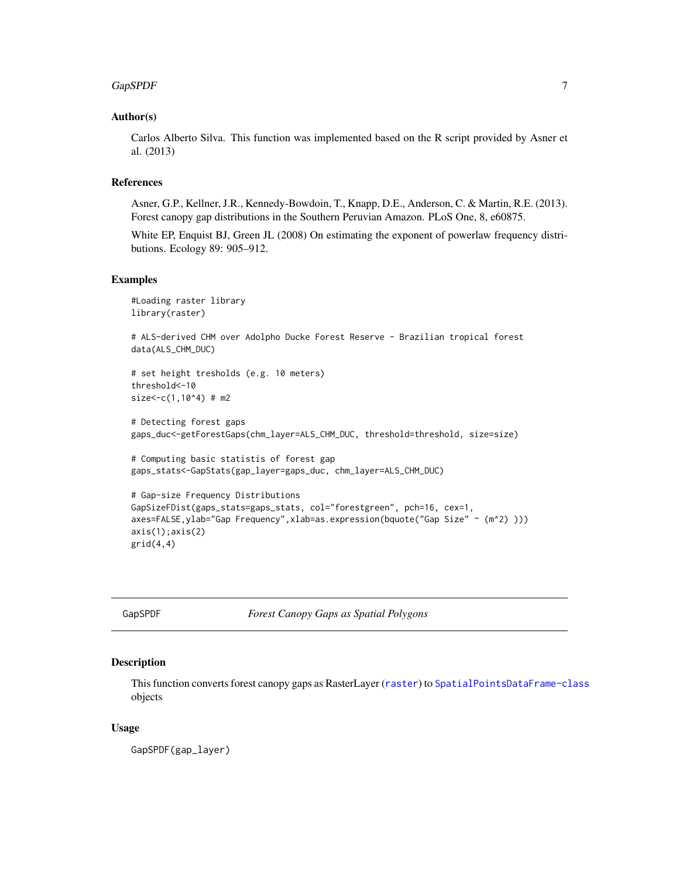### Author(s)

Carlos Alberto Silva. This function was implemented based on the R script provided by Asner et al. (2013)

### References

Asner, G.P., Kellner, J.R., Kennedy-Bowdoin, T., Knapp, D.E., Anderson, C. & Martin, R.E. (2013). Forest canopy gap distributions in the Southern Peruvian Amazon. PLoS One, 8, e60875.

White EP, Enquist BJ, Green JL (2008) On estimating the exponent of powerlaw frequency distributions. Ecology 89: 905–912.

### Examples

```
#Loading raster library
library(raster)

# ALS-derived CHM over Adolpho Ducke Forest Reserve - Brazilian tropical forest
data(ALS_CHM_DUC)

# set height tresholds (e.g. 10 meters)
threshold<-10
size<-c(1,10^4) # m2

# Detecting forest gaps
gaps_duc<-getForestGaps(chm_layer=ALS_CHM_DUC, threshold=threshold, size=size)

# Computing basic statistis of forest gap
gaps_stats<-GapStats(gap_layer=gaps_duc, chm_layer=ALS_CHM_DUC)

# Gap-size Frequency Distributions
GapSizeFDist(gaps_stats=gaps_stats, col="forestgreen", pch=16, cex=1,
axes=FALSE,ylab="Gap Frequency",xlab=as.expression(bquote("Gap Size" ~ (m^2) )))
axis(1);axis(2)
grid(4,4)
```

---

## GapSPDF — *Forest Canopy Gaps as Spatial Polygons*

### Description

This function converts forest canopy gaps as RasterLayer (raster) to SpatialPointsDataFrame-class objects

### Usage

```
GapSPDF(gap_layer)
```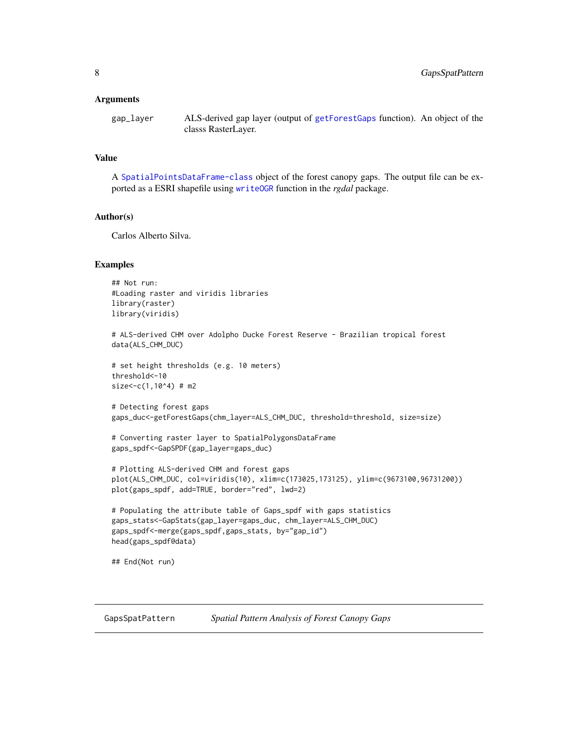### Arguments

| | |
|---|---|
| gap_layer | ALS-derived gap layer (output of getForestGaps function). An object of the classs RasterLayer. |

### Value

A SpatialPointsDataFrame-class object of the forest canopy gaps. The output file can be exported as a ESRI shapefile using writeOGR function in the *rgdal* package.

### Author(s)

Carlos Alberto Silva.

### Examples

```
## Not run:
#Loading raster and viridis libraries
library(raster)
library(viridis)

# ALS-derived CHM over Adolpho Ducke Forest Reserve - Brazilian tropical forest
data(ALS_CHM_DUC)

# set height thresholds (e.g. 10 meters)
threshold<-10
size<-c(1,10^4) # m2

# Detecting forest gaps
gaps_duc<-getForestGaps(chm_layer=ALS_CHM_DUC, threshold=threshold, size=size)

# Converting raster layer to SpatialPolygonsDataFrame
gaps_spdf<-GapSPDF(gap_layer=gaps_duc)

# Plotting ALS-derived CHM and forest gaps
plot(ALS_CHM_DUC, col=viridis(10), xlim=c(173025,173125), ylim=c(9673100,96731200))
plot(gaps_spdf, add=TRUE, border="red", lwd=2)

# Populating the attribute table of Gaps_spdf with gaps statistics
gaps_stats<-GapStats(gap_layer=gaps_duc, chm_layer=ALS_CHM_DUC)
gaps_spdf<-merge(gaps_spdf,gaps_stats, by="gap_id")
head(gaps_spdf@data)

## End(Not run)
```

---

## GapsSpatPattern — *Spatial Pattern Analysis of Forest Canopy Gaps*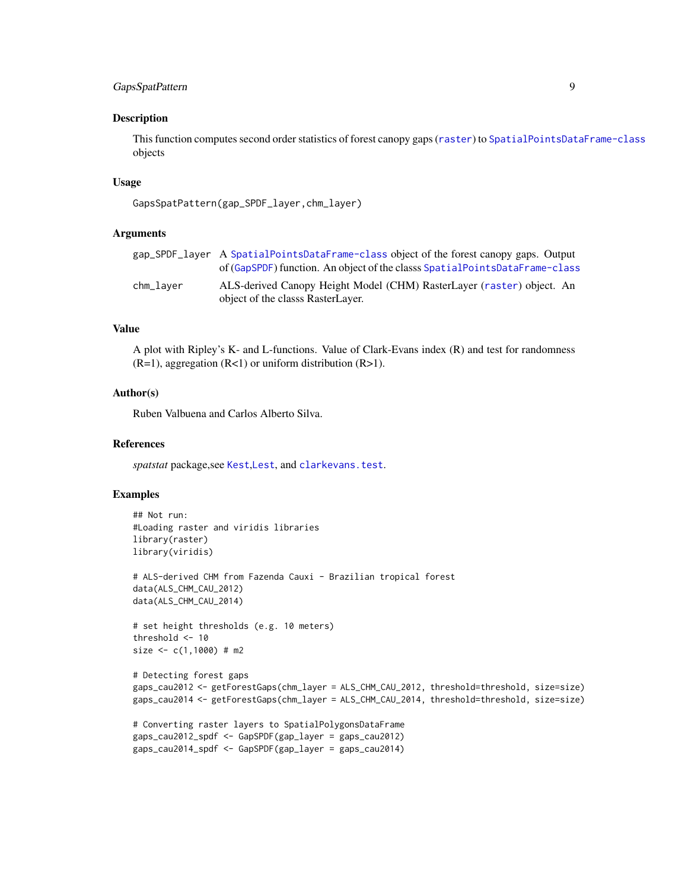## Description

This function computes second order statistics of forest canopy gaps (raster) to SpatialPointsDataFrame-class objects

## Usage

```
GapsSpatPattern(gap_SPDF_layer,chm_layer)
```

## Arguments

| | |
|---|---|
| gap_SPDF_layer | A SpatialPointsDataFrame-class object of the forest canopy gaps. Output of (GapSPDF) function. An object of the classs SpatialPointsDataFrame-class |
| chm_layer | ALS-derived Canopy Height Model (CHM) RasterLayer (raster) object. An object of the classs RasterLayer. |

## Value

A plot with Ripley's K- and L-functions. Value of Clark-Evans index (R) and test for randomness (R=1), aggregation (R<1) or uniform distribution (R>1).

## Author(s)

Ruben Valbuena and Carlos Alberto Silva.

## References

*spatstat* package,see Kest,Lest, and clarkevans.test.

## Examples

```
## Not run:
#Loading raster and viridis libraries
library(raster)
library(viridis)

# ALS-derived CHM from Fazenda Cauxi - Brazilian tropical forest
data(ALS_CHM_CAU_2012)
data(ALS_CHM_CAU_2014)

# set height thresholds (e.g. 10 meters)
threshold <- 10
size <- c(1,1000) # m2

# Detecting forest gaps
gaps_cau2012 <- getForestGaps(chm_layer = ALS_CHM_CAU_2012, threshold=threshold, size=size)
gaps_cau2014 <- getForestGaps(chm_layer = ALS_CHM_CAU_2014, threshold=threshold, size=size)

# Converting raster layers to SpatialPolygonsDataFrame
gaps_cau2012_spdf <- GapSPDF(gap_layer = gaps_cau2012)
gaps_cau2014_spdf <- GapSPDF(gap_layer = gaps_cau2014)
```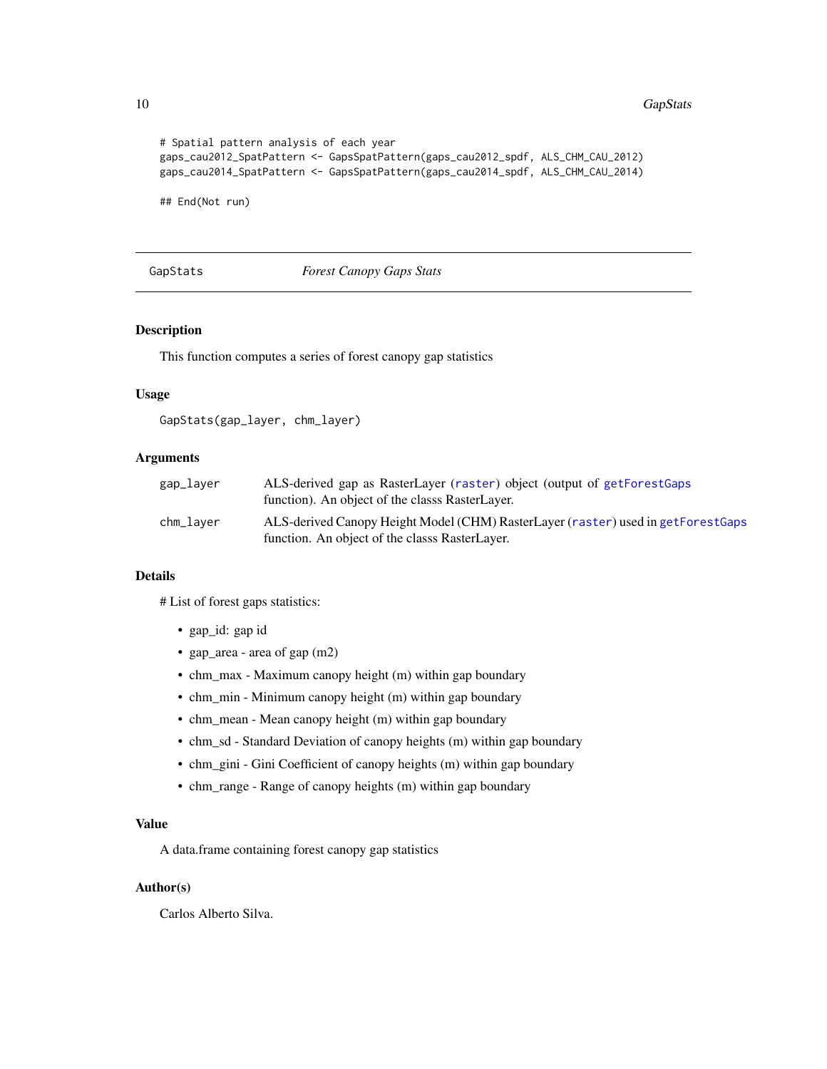```
# Spatial pattern analysis of each year
gaps_cau2012_SpatPattern <- GapsSpatPattern(gaps_cau2012_spdf, ALS_CHM_CAU_2012)
gaps_cau2014_SpatPattern <- GapsSpatPattern(gaps_cau2014_spdf, ALS_CHM_CAU_2014)

## End(Not run)
```

---

## GapStats *Forest Canopy Gaps Stats*

---

### Description

This function computes a series of forest canopy gap statistics

### Usage

```
GapStats(gap_layer, chm_layer)
```

### Arguments

| | |
|---|---|
| `gap_layer` | ALS-derived gap as RasterLayer (`raster`) object (output of `getForestGaps` function). An object of the classs RasterLayer. |
| `chm_layer` | ALS-derived Canopy Height Model (CHM) RasterLayer (`raster`) used in `getForestGaps` function. An object of the classs RasterLayer. |

### Details

# List of forest gaps statistics:

- gap_id: gap id
- gap_area - area of gap (m2)
- chm_max - Maximum canopy height (m) within gap boundary
- chm_min - Minimum canopy height (m) within gap boundary
- chm_mean - Mean canopy height (m) within gap boundary
- chm_sd - Standard Deviation of canopy heights (m) within gap boundary
- chm_gini - Gini Coefficient of canopy heights (m) within gap boundary
- chm_range - Range of canopy heights (m) within gap boundary

### Value

A data.frame containing forest canopy gap statistics

### Author(s)

Carlos Alberto Silva.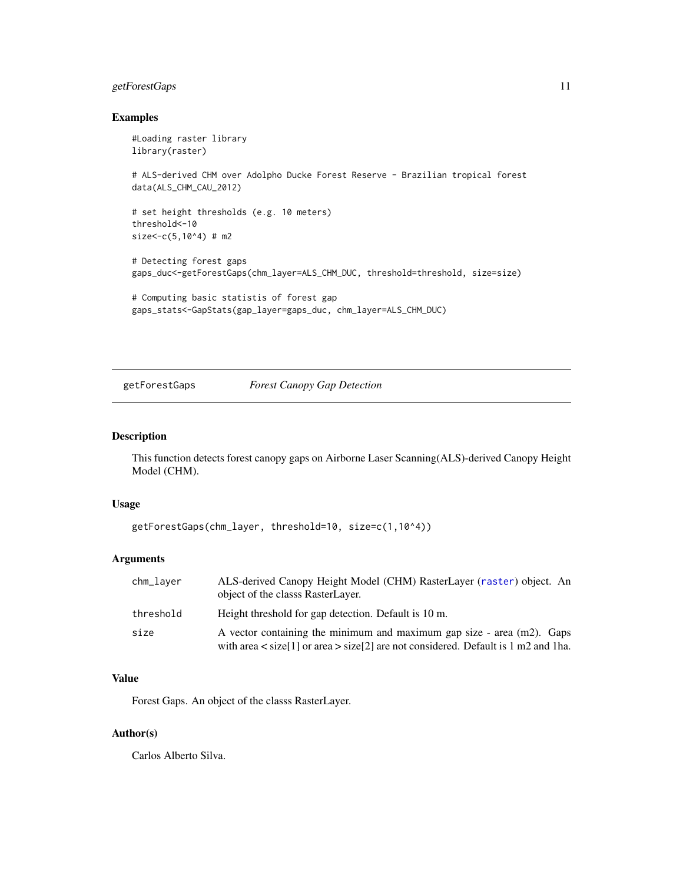## Examples

```
#Loading raster library
library(raster)

# ALS-derived CHM over Adolpho Ducke Forest Reserve - Brazilian tropical forest
data(ALS_CHM_CAU_2012)

# set height thresholds (e.g. 10 meters)
threshold<-10
size<-c(5,10^4) # m2

# Detecting forest gaps
gaps_duc<-getForestGaps(chm_layer=ALS_CHM_DUC, threshold=threshold, size=size)

# Computing basic statistis of forest gap
gaps_stats<-GapStats(gap_layer=gaps_duc, chm_layer=ALS_CHM_DUC)
```

---

# getForestGaps *Forest Canopy Gap Detection*

---

## Description

This function detects forest canopy gaps on Airborne Laser Scanning(ALS)-derived Canopy Height Model (CHM).

## Usage

```
getForestGaps(chm_layer, threshold=10, size=c(1,10^4))
```

## Arguments

| | |
|---|---|
| `chm_layer` | ALS-derived Canopy Height Model (CHM) RasterLayer (`raster`) object. An object of the classs RasterLayer. |
| `threshold` | Height threshold for gap detection. Default is 10 m. |
| `size` | A vector containing the minimum and maximum gap size - area (m2). Gaps with area < size[1] or area > size[2] are not considered. Default is 1 m2 and 1ha. |

## Value

Forest Gaps. An object of the classs RasterLayer.

## Author(s)

Carlos Alberto Silva.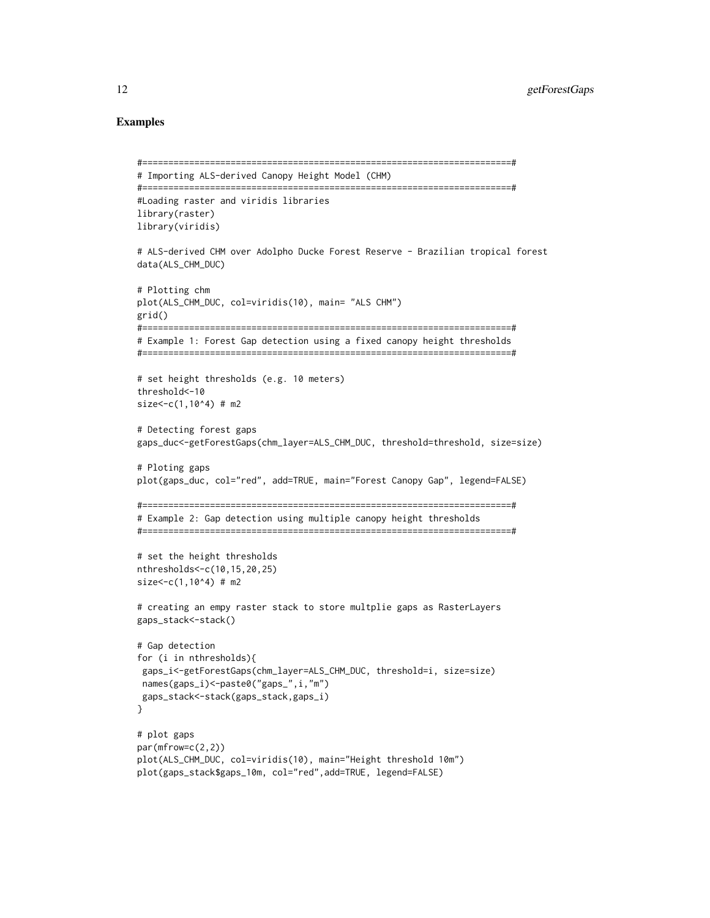## Examples

```
#======================================================================#
# Importing ALS-derived Canopy Height Model (CHM)
#======================================================================#
#Loading raster and viridis libraries
library(raster)
library(viridis)

# ALS-derived CHM over Adolpho Ducke Forest Reserve - Brazilian tropical forest
data(ALS_CHM_DUC)

# Plotting chm
plot(ALS_CHM_DUC, col=viridis(10), main= "ALS CHM")
grid()
#======================================================================#
# Example 1: Forest Gap detection using a fixed canopy height thresholds
#======================================================================#

# set height thresholds (e.g. 10 meters)
threshold<-10
size<-c(1,10^4) # m2

# Detecting forest gaps
gaps_duc<-getForestGaps(chm_layer=ALS_CHM_DUC, threshold=threshold, size=size)

# Ploting gaps
plot(gaps_duc, col="red", add=TRUE, main="Forest Canopy Gap", legend=FALSE)

#======================================================================#
# Example 2: Gap detection using multiple canopy height thresholds
#======================================================================#

# set the height thresholds
nthresholds<-c(10,15,20,25)
size<-c(1,10^4) # m2

# creating an empy raster stack to store multplie gaps as RasterLayers
gaps_stack<-stack()

# Gap detection
for (i in nthresholds){
 gaps_i<-getForestGaps(chm_layer=ALS_CHM_DUC, threshold=i, size=size)
 names(gaps_i)<-paste0("gaps_",i,"m")
 gaps_stack<-stack(gaps_stack,gaps_i)
}

# plot gaps
par(mfrow=c(2,2))
plot(ALS_CHM_DUC, col=viridis(10), main="Height threshold 10m")
plot(gaps_stack$gaps_10m, col="red",add=TRUE, legend=FALSE)
```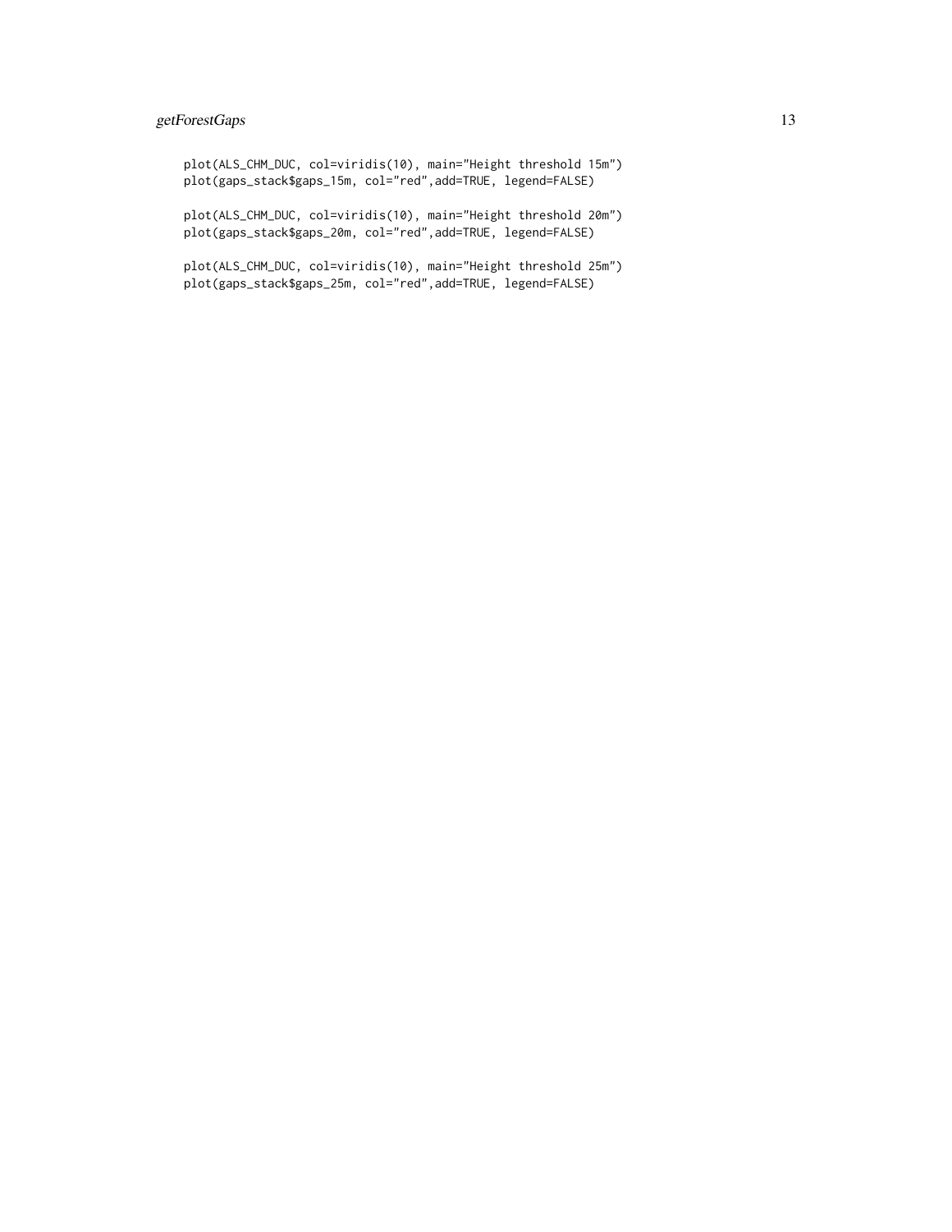```
plot(ALS_CHM_DUC, col=viridis(10), main="Height threshold 15m")
plot(gaps_stack$gaps_15m, col="red",add=TRUE, legend=FALSE)

plot(ALS_CHM_DUC, col=viridis(10), main="Height threshold 20m")
plot(gaps_stack$gaps_20m, col="red",add=TRUE, legend=FALSE)

plot(ALS_CHM_DUC, col=viridis(10), main="Height threshold 25m")
plot(gaps_stack$gaps_25m, col="red",add=TRUE, legend=FALSE)
```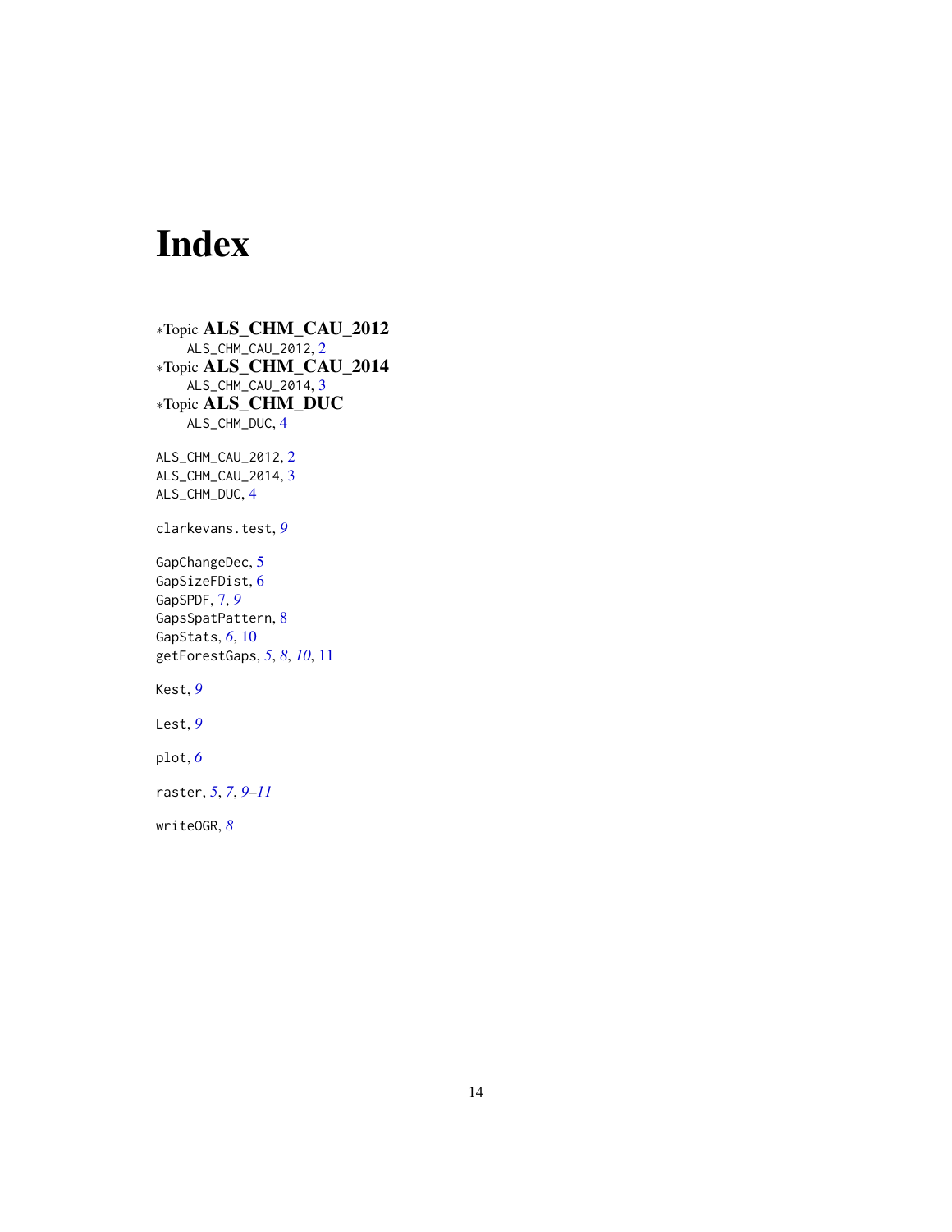# Index

*Topic **ALS_CHM_CAU_2012**
  ALS_CHM_CAU_2012, 2
*Topic **ALS_CHM_CAU_2014**
  ALS_CHM_CAU_2014, 3
*Topic **ALS_CHM_DUC**
  ALS_CHM_DUC, 4

ALS_CHM_CAU_2012, 2
ALS_CHM_CAU_2014, 3
ALS_CHM_DUC, 4

clarkevans.test, *9*

GapChangeDec, 5
GapSizeFDist, 6
GapSPDF, 7, *9*
GapsSpatPattern, 8
GapStats, *6*, 10
getForestGaps, *5*, *8*, *10*, 11

Kest, *9*

Lest, *9*

plot, *6*

raster, *5*, *7*, *9–11*

writeOGR, *8*